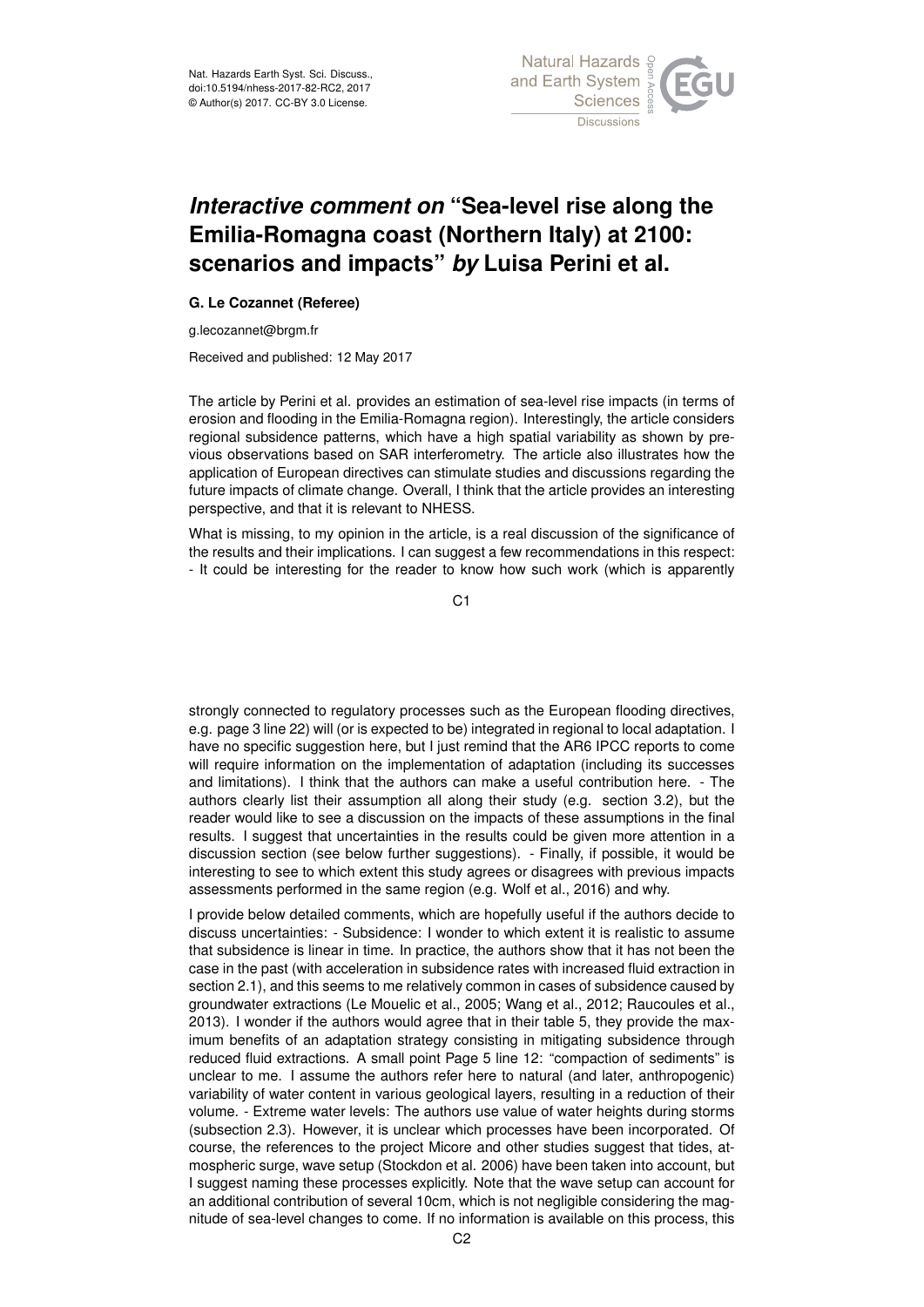Nat. Hazards Earth Syst. Sci. Discuss.,
doi:10.5194/nhess-2017-82-RC2, 2017
© Author(s) 2017. CC-BY 3.0 License.

# *Interactive comment on* "Sea-level rise along the Emilia-Romagna coast (Northern Italy) at 2100: scenarios and impacts" *by* Luisa Perini et al.

**G. Le Cozannet (Referee)**

g.lecozannet@brgm.fr

Received and published: 12 May 2017

The article by Perini et al. provides an estimation of sea-level rise impacts (in terms of erosion and flooding in the Emilia-Romagna region). Interestingly, the article considers regional subsidence patterns, which have a high spatial variability as shown by previous observations based on SAR interferometry. The article also illustrates how the application of European directives can stimulate studies and discussions regarding the future impacts of climate change. Overall, I think that the article provides an interesting perspective, and that it is relevant to NHESS.

What is missing, to my opinion in the article, is a real discussion of the significance of the results and their implications. I can suggest a few recommendations in this respect: - It could be interesting for the reader to know how such work (which is apparently strongly connected to regulatory processes such as the European flooding directives, e.g. page 3 line 22) will (or is expected to be) integrated in regional to local adaptation. I have no specific suggestion here, but I just remind that the AR6 IPCC reports to come will require information on the implementation of adaptation (including its successes and limitations). I think that the authors can make a useful contribution here. - The authors clearly list their assumption all along their study (e.g. section 3.2), but the reader would like to see a discussion on the impacts of these assumptions in the final results. I suggest that uncertainties in the results could be given more attention in a discussion section (see below further suggestions). - Finally, if possible, it would be interesting to see to which extent this study agrees or disagrees with previous impacts assessments performed in the same region (e.g. Wolf et al., 2016) and why.

I provide below detailed comments, which are hopefully useful if the authors decide to discuss uncertainties: - Subsidence: I wonder to which extent it is realistic to assume that subsidence is linear in time. In practice, the authors show that it has not been the case in the past (with acceleration in subsidence rates with increased fluid extraction in section 2.1), and this seems to me relatively common in cases of subsidence caused by groundwater extractions (Le Mouelic et al., 2005; Wang et al., 2012; Raucoules et al., 2013). I wonder if the authors would agree that in their table 5, they provide the maximum benefits of an adaptation strategy consisting in mitigating subsidence through reduced fluid extractions. A small point Page 5 line 12: "compaction of sediments" is unclear to me. I assume the authors refer here to natural (and later, anthropogenic) variability of water content in various geological layers, resulting in a reduction of their volume. - Extreme water levels: The authors use value of water heights during storms (subsection 2.3). However, it is unclear which processes have been incorporated. Of course, the references to the project Micore and other studies suggest that tides, atmospheric surge, wave setup (Stockdon et al. 2006) have been taken into account, but I suggest naming these processes explicitly. Note that the wave setup can account for an additional contribution of several 10cm, which is not negligible considering the magnitude of sea-level changes to come. If no information is available on this process, this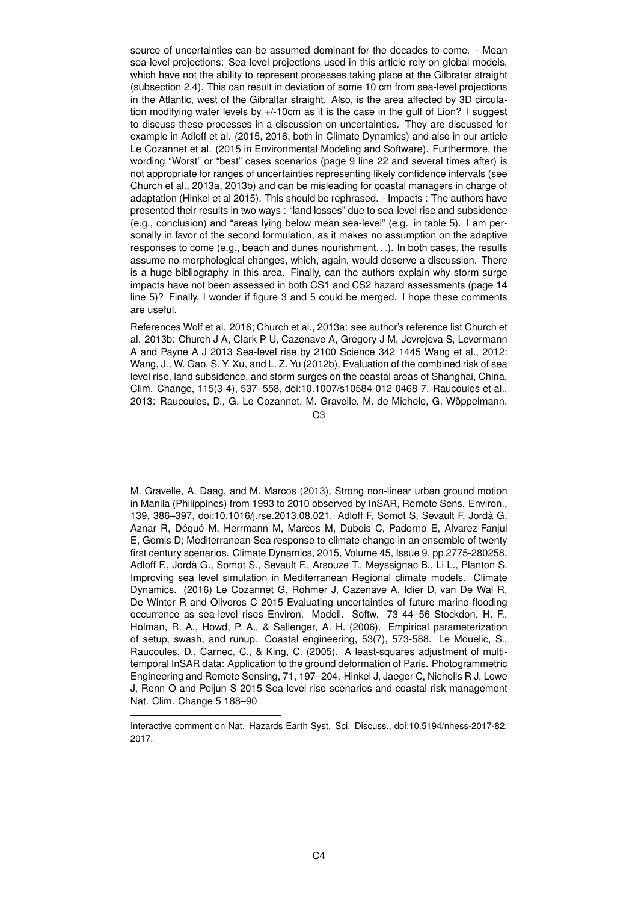source of uncertainties can be assumed dominant for the decades to come. - Mean sea-level projections: Sea-level projections used in this article rely on global models, which have not the ability to represent processes taking place at the Gilbratar straight (subsection 2.4). This can result in deviation of some 10 cm from sea-level projections in the Atlantic, west of the Gibraltar straight. Also, is the area affected by 3D circulation modifying water levels by +/-10cm as it is the case in the gulf of Lion? I suggest to discuss these processes in a discussion on uncertainties. They are discussed for example in Adloff et al. (2015, 2016, both in Climate Dynamics) and also in our article Le Cozannet et al. (2015 in Environmental Modeling and Software). Furthermore, the wording "Worst" or "best" cases scenarios (page 9 line 22 and several times after) is not appropriate for ranges of uncertainties representing likely confidence intervals (see Church et al., 2013a, 2013b) and can be misleading for coastal managers in charge of adaptation (Hinkel et al 2015). This should be rephrased. - Impacts : The authors have presented their results in two ways : "land losses" due to sea-level rise and subsidence (e.g., conclusion) and "areas lying below mean sea-level" (e.g. in table 5). I am personally in favor of the second formulation, as it makes no assumption on the adaptive responses to come (e.g., beach and dunes nourishment. . .). In both cases, the results assume no morphological changes, which, again, would deserve a discussion. There is a huge bibliography in this area. Finally, can the authors explain why storm surge impacts have not been assessed in both CS1 and CS2 hazard assessments (page 14 line 5)? Finally, I wonder if figure 3 and 5 could be merged. I hope these comments are useful.

References Wolf et al. 2016; Church et al., 2013a: see author's reference list Church et al. 2013b: Church J A, Clark P U, Cazenave A, Gregory J M, Jevrejeva S, Levermann A and Payne A J 2013 Sea-level rise by 2100 Science 342 1445 Wang et al., 2012: Wang, J., W. Gao, S. Y. Xu, and L. Z. Yu (2012b), Evaluation of the combined risk of sea level rise, land subsidence, and storm surges on the coastal areas of Shanghai, China, Clim. Change, 115(3-4), 537–558, doi:10.1007/s10584-012-0468-7. Raucoules et al., 2013: Raucoules, D., G. Le Cozannet, M. Gravelle, M. de Michele, G. Wöppelmann, M. Gravelle, A. Daag, and M. Marcos (2013), Strong non-linear urban ground motion in Manila (Philippines) from 1993 to 2010 observed by InSAR, Remote Sens. Environ., 139, 386–397, doi:10.1016/j.rse.2013.08.021. Adloff F, Somot S, Sevault F, Jordà G, Aznar R, Déqué M, Herrmann M, Marcos M, Dubois C, Padorno E, Alvarez-Fanjul E, Gomis D; Mediterranean Sea response to climate change in an ensemble of twenty first century scenarios. Climate Dynamics, 2015, Volume 45, Issue 9, pp 2775-280258. Adloff F., Jordà G., Somot S., Sevault F., Arsouze T., Meyssignac B., Li L., Planton S. Improving sea level simulation in Mediterranean Regional climate models. Climate Dynamics. (2016) Le Cozannet G, Rohmer J, Cazenave A, Idier D, van De Wal R, De Winter R and Oliveros C 2015 Evaluating uncertainties of future marine flooding occurrence as sea-level rises Environ. Modell. Softw. 73 44–56 Stockdon, H. F., Holman, R. A., Howd, P. A., & Sallenger, A. H. (2006). Empirical parameterization of setup, swash, and runup. Coastal engineering, 53(7), 573-588. Le Mouelic, S., Raucoules, D., Carnec, C., & King, C. (2005). A least-squares adjustment of multi-temporal InSAR data: Application to the ground deformation of Paris. Photogrammetric Engineering and Remote Sensing, 71, 197–204. Hinkel J, Jaeger C, Nicholls R J, Lowe J, Renn O and Peijun S 2015 Sea-level rise scenarios and coastal risk management Nat. Clim. Change 5 188–90

---

Interactive comment on Nat. Hazards Earth Syst. Sci. Discuss., doi:10.5194/nhess-2017-82, 2017.